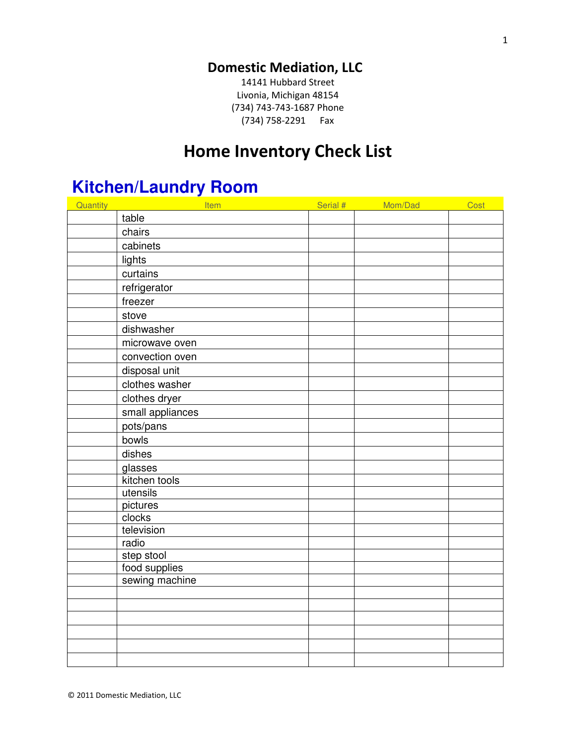**Domestic Mediation, LLC**

14141 Hubbard Street
Livonia, Michigan 48154
(734) 743-743-1687 Phone
(734) 758-2291 Fax

# Home Inventory Check List

## Kitchen/Laundry Room

| Quantity | Item | Serial # | Mom/Dad | Cost |
|---|---|---|---|---|
| | table | | | |
| | chairs | | | |
| | cabinets | | | |
| | lights | | | |
| | curtains | | | |
| | refrigerator | | | |
| | freezer | | | |
| | stove | | | |
| | dishwasher | | | |
| | microwave oven | | | |
| | convection oven | | | |
| | disposal unit | | | |
| | clothes washer | | | |
| | clothes dryer | | | |
| | small appliances | | | |
| | pots/pans | | | |
| | bowls | | | |
| | dishes | | | |
| | glasses | | | |
| | kitchen tools | | | |
| | utensils | | | |
| | pictures | | | |
| | clocks | | | |
| | television | | | |
| | radio | | | |
| | step stool | | | |
| | food supplies | | | |
| | sewing machine | | | |
| | | | | |
| | | | | |
| | | | | |
| | | | | |
| | | | | |
| | | | | |

© 2011 Domestic Mediation, LLC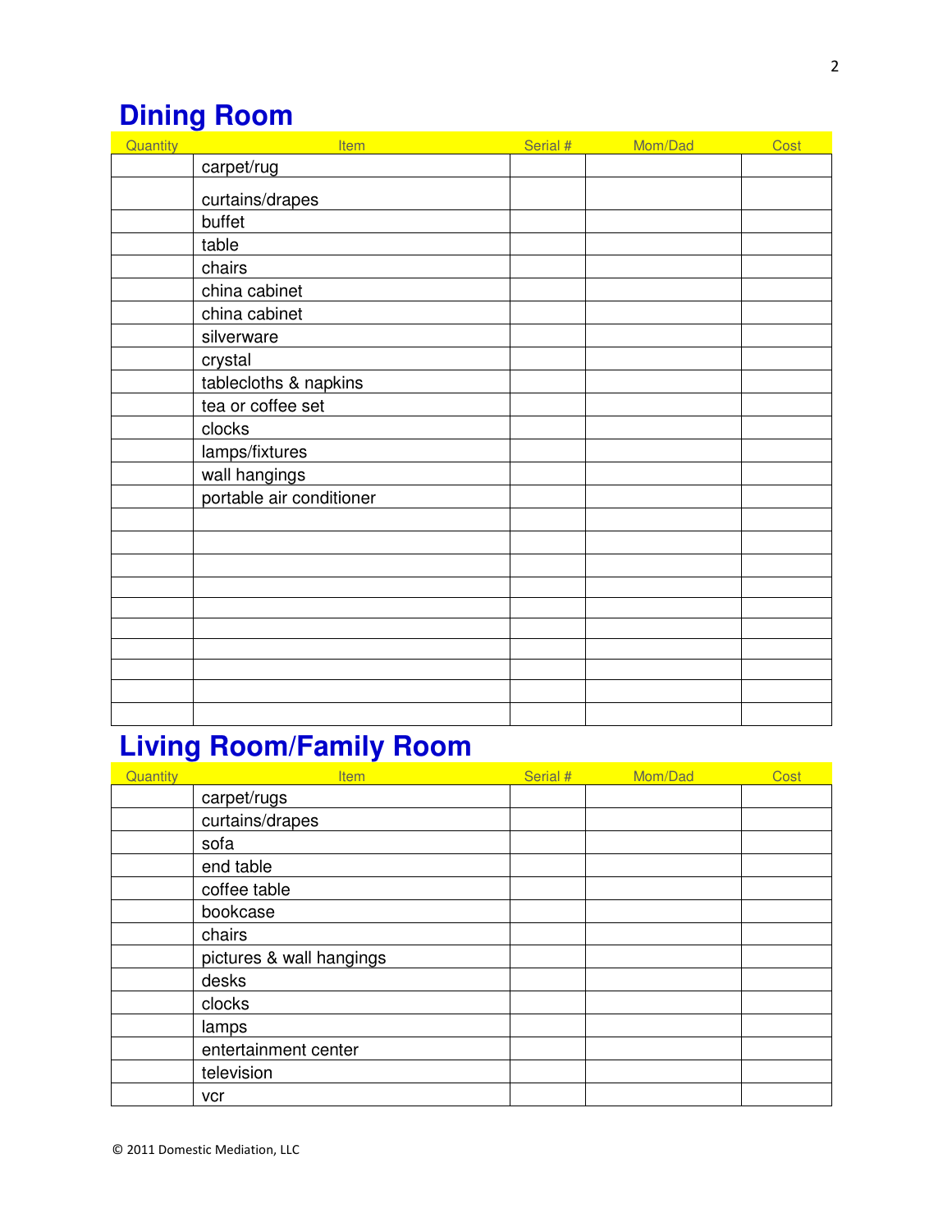## Dining Room

| Quantity | Item | Serial # | Mom/Dad | Cost |
|---|---|---|---|---|
| | carpet/rug | | | |
| | curtains/drapes | | | |
| | buffet | | | |
| | table | | | |
| | chairs | | | |
| | china cabinet | | | |
| | china cabinet | | | |
| | silverware | | | |
| | crystal | | | |
| | tablecloths & napkins | | | |
| | tea or coffee set | | | |
| | clocks | | | |
| | lamps/fixtures | | | |
| | wall hangings | | | |
| | portable air conditioner | | | |
| | | | | |
| | | | | |
| | | | | |
| | | | | |
| | | | | |
| | | | | |
| | | | | |
| | | | | |
| | | | | |
| | | | | |

## Living Room/Family Room

| Quantity | Item | Serial # | Mom/Dad | Cost |
|---|---|---|---|---|
| | carpet/rugs | | | |
| | curtains/drapes | | | |
| | sofa | | | |
| | end table | | | |
| | coffee table | | | |
| | bookcase | | | |
| | chairs | | | |
| | pictures & wall hangings | | | |
| | desks | | | |
| | clocks | | | |
| | lamps | | | |
| | entertainment center | | | |
| | television | | | |
| | vcr | | | |

© 2011 Domestic Mediation, LLC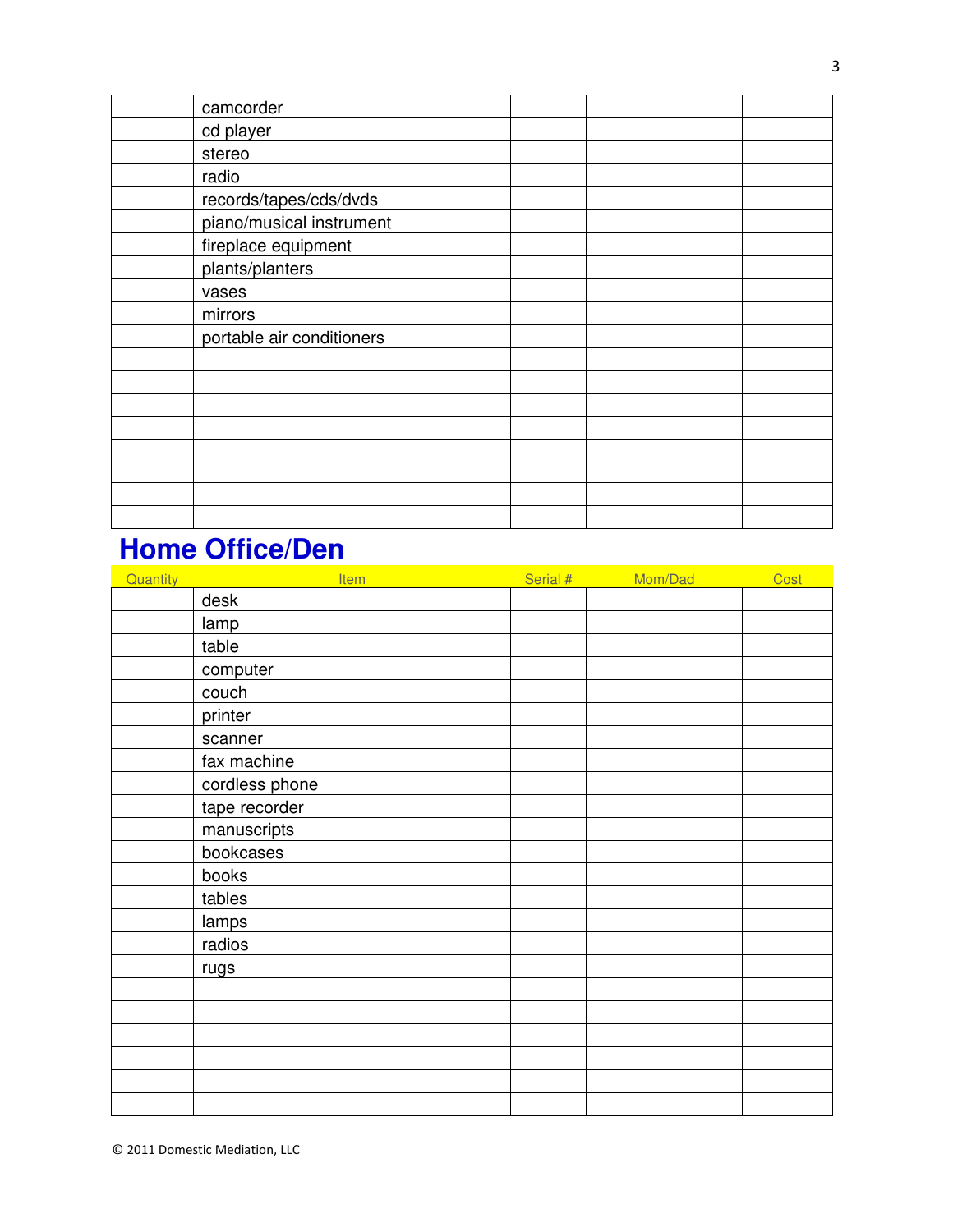| | | | | |
|---|---|---|---|---|
| | camcorder | | | |
| | cd player | | | |
| | stereo | | | |
| | radio | | | |
| | records/tapes/cds/dvds | | | |
| | piano/musical instrument | | | |
| | fireplace equipment | | | |
| | plants/planters | | | |
| | vases | | | |
| | mirrors | | | |
| | portable air conditioners | | | |
| | | | | |
| | | | | |
| | | | | |
| | | | | |
| | | | | |
| | | | | |
| | | | | |
| | | | | |

## Home Office/Den

| Quantity | Item | Serial # | Mom/Dad | Cost |
|---|---|---|---|---|
| | desk | | | |
| | lamp | | | |
| | table | | | |
| | computer | | | |
| | couch | | | |
| | printer | | | |
| | scanner | | | |
| | fax machine | | | |
| | cordless phone | | | |
| | tape recorder | | | |
| | manuscripts | | | |
| | bookcases | | | |
| | books | | | |
| | tables | | | |
| | lamps | | | |
| | radios | | | |
| | rugs | | | |
| | | | | |
| | | | | |
| | | | | |
| | | | | |
| | | | | |
| | | | | |

© 2011 Domestic Mediation, LLC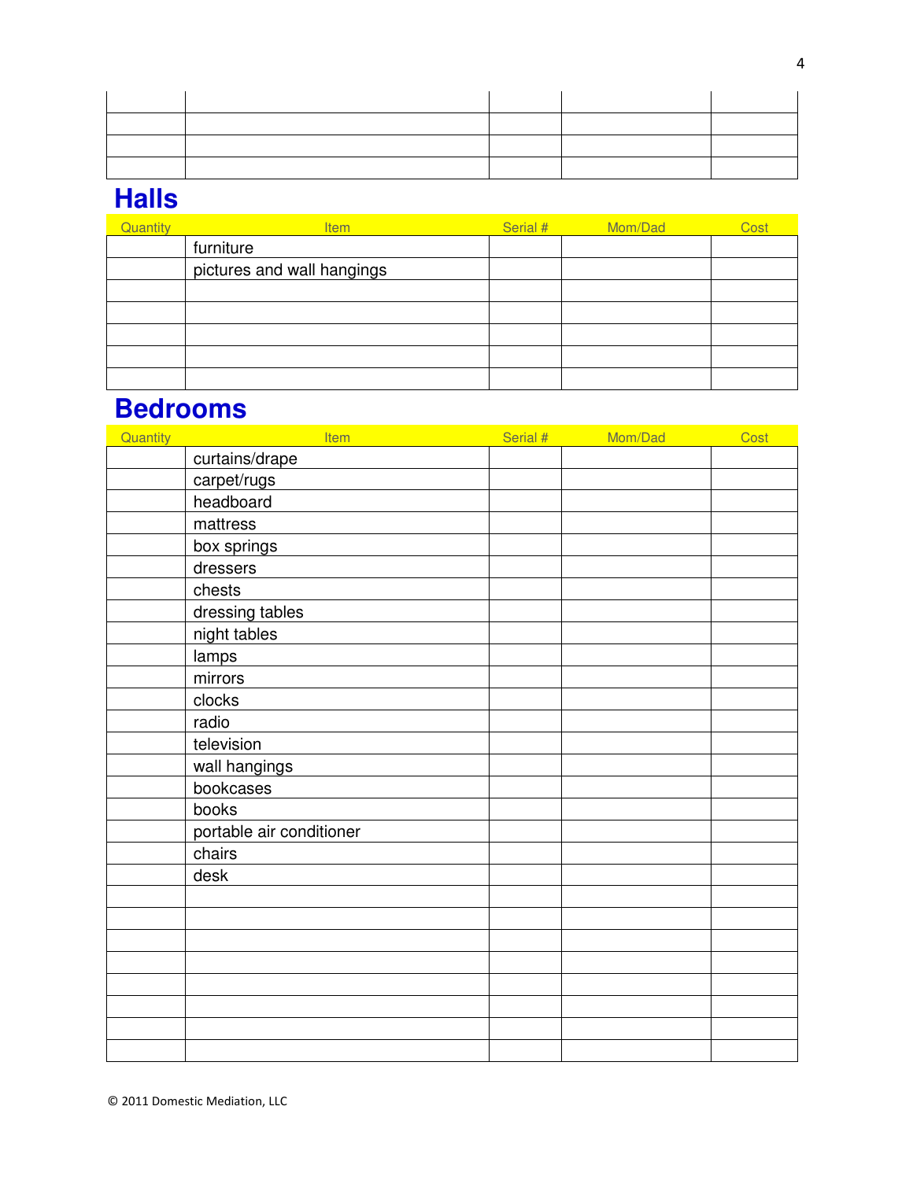| | | | | |
|---|---|---|---|---|
| | | | | |
| | | | | |
| | | | | |
| | | | | |

## Halls

| Quantity | Item | Serial # | Mom/Dad | Cost |
|---|---|---|---|---|
| | furniture | | | |
| | pictures and wall hangings | | | |
| | | | | |
| | | | | |
| | | | | |
| | | | | |

## Bedrooms

| Quantity | Item | Serial # | Mom/Dad | Cost |
|---|---|---|---|---|
| | curtains/drape | | | |
| | carpet/rugs | | | |
| | headboard | | | |
| | mattress | | | |
| | box springs | | | |
| | dressers | | | |
| | chests | | | |
| | dressing tables | | | |
| | night tables | | | |
| | lamps | | | |
| | mirrors | | | |
| | clocks | | | |
| | radio | | | |
| | television | | | |
| | wall hangings | | | |
| | bookcases | | | |
| | books | | | |
| | portable air conditioner | | | |
| | chairs | | | |
| | desk | | | |
| | | | | |
| | | | | |
| | | | | |
| | | | | |
| | | | | |
| | | | | |
| | | | | |
| | | | | |

© 2011 Domestic Mediation, LLC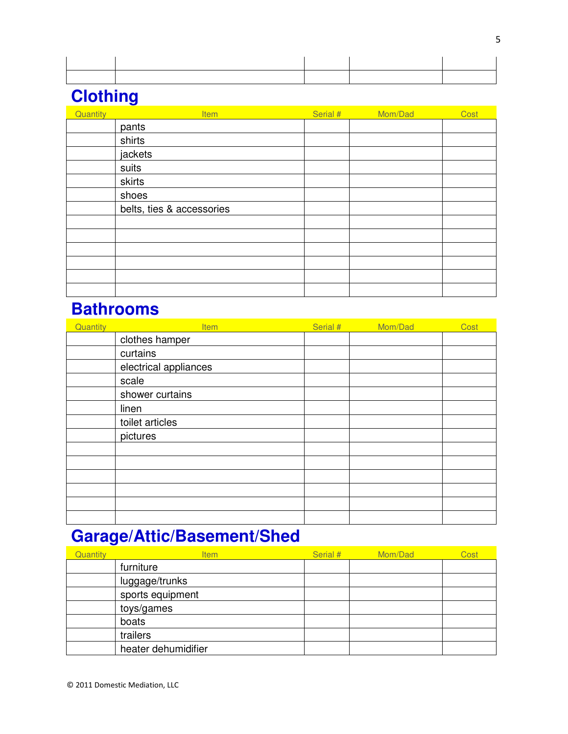| | | | | |
|---|---|---|---|---|
| | | | | |
| | | | | |

## Clothing

| Quantity | Item | Serial # | Mom/Dad | Cost |
|---|---|---|---|---|
| | pants | | | |
| | shirts | | | |
| | jackets | | | |
| | suits | | | |
| | skirts | | | |
| | shoes | | | |
| | belts, ties & accessories | | | |
| | | | | |
| | | | | |
| | | | | |
| | | | | |
| | | | | |
| | | | | |

## Bathrooms

| Quantity | Item | Serial # | Mom/Dad | Cost |
|---|---|---|---|---|
| | clothes hamper | | | |
| | curtains | | | |
| | electrical appliances | | | |
| | scale | | | |
| | shower curtains | | | |
| | linen | | | |
| | toilet articles | | | |
| | pictures | | | |
| | | | | |
| | | | | |
| | | | | |
| | | | | |
| | | | | |
| | | | | |

## Garage/Attic/Basement/Shed

| Quantity | Item | Serial # | Mom/Dad | Cost |
|---|---|---|---|---|
| | furniture | | | |
| | luggage/trunks | | | |
| | sports equipment | | | |
| | toys/games | | | |
| | boats | | | |
| | trailers | | | |
| | heater dehumidifier | | | |

© 2011 Domestic Mediation, LLC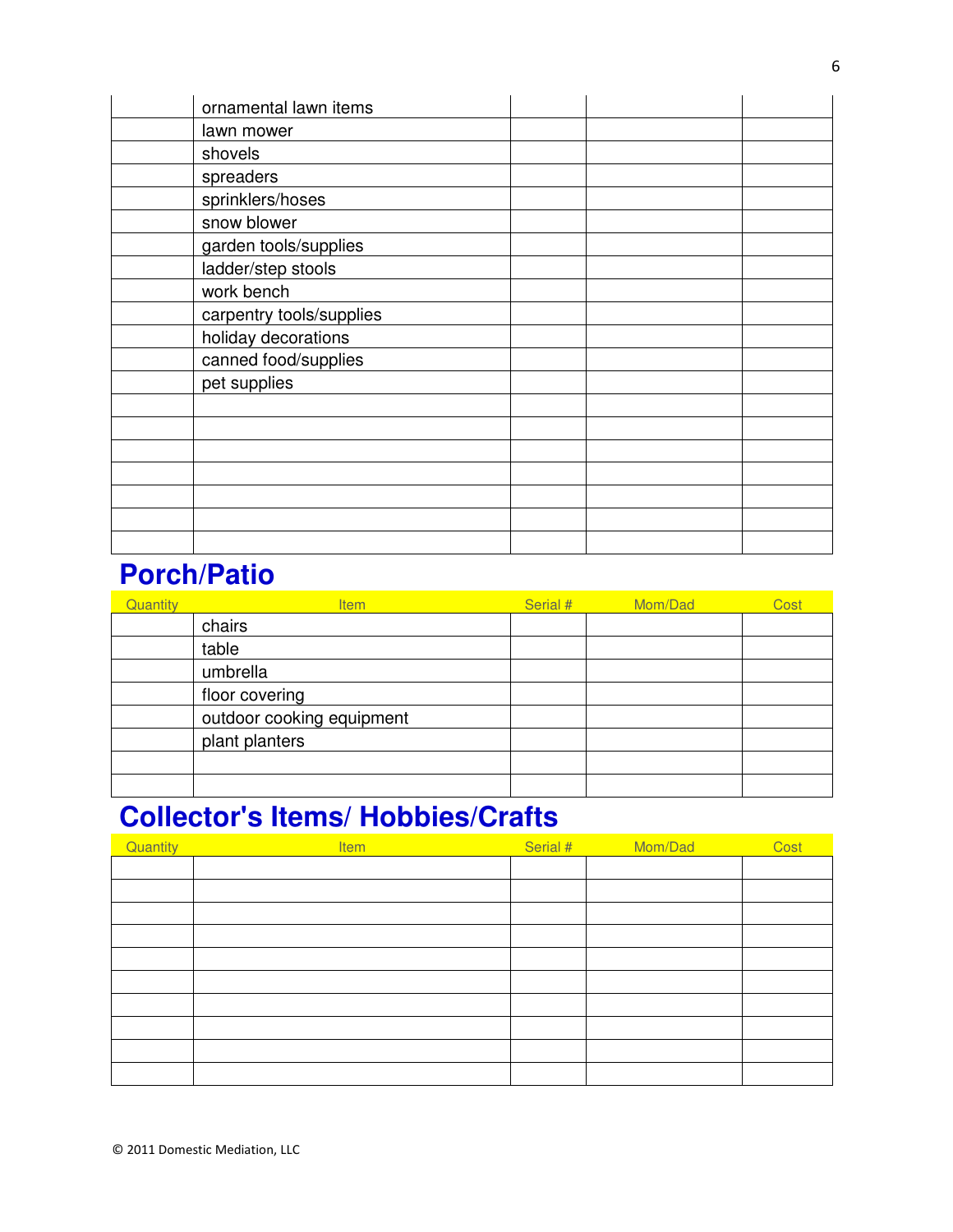| Quantity | Item | Serial # | Mom/Dad | Cost |
|---|---|---|---|---|
| | ornamental lawn items | | | |
| | lawn mower | | | |
| | shovels | | | |
| | spreaders | | | |
| | sprinklers/hoses | | | |
| | snow blower | | | |
| | garden tools/supplies | | | |
| | ladder/step stools | | | |
| | work bench | | | |
| | carpentry tools/supplies | | | |
| | holiday decorations | | | |
| | canned food/supplies | | | |
| | pet supplies | | | |
| | | | | |
| | | | | |
| | | | | |
| | | | | |
| | | | | |
| | | | | |
| | | | | |

## Porch/Patio

| Quantity | Item | Serial # | Mom/Dad | Cost |
|---|---|---|---|---|
| | chairs | | | |
| | table | | | |
| | umbrella | | | |
| | floor covering | | | |
| | outdoor cooking equipment | | | |
| | plant planters | | | |
| | | | | |
| | | | | |

## Collector's Items/ Hobbies/Crafts

| Quantity | Item | Serial # | Mom/Dad | Cost |
|---|---|---|---|---|
| | | | | |
| | | | | |
| | | | | |
| | | | | |
| | | | | |
| | | | | |
| | | | | |
| | | | | |
| | | | | |
| | | | | |

© 2011 Domestic Mediation, LLC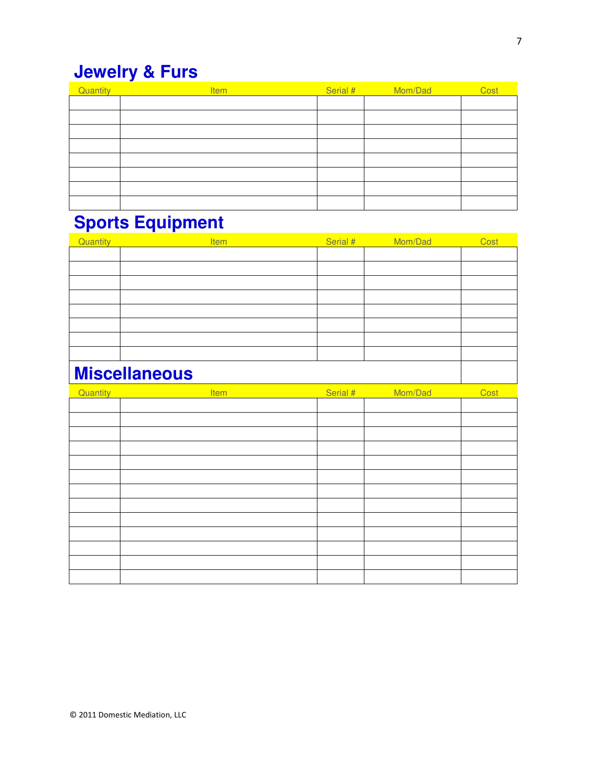## Jewelry & Furs

| Quantity | Item | Serial # | Mom/Dad | Cost |
|---|---|---|---|---|
| | | | | |
| | | | | |
| | | | | |
| | | | | |
| | | | | |
| | | | | |
| | | | | |
| | | | | |

## Sports Equipment

| Quantity | Item | Serial # | Mom/Dad | Cost |
|---|---|---|---|---|
| | | | | |
| | | | | |
| | | | | |
| | | | | |
| | | | | |
| | | | | |
| | | | | |
| | | | | |

## Miscellaneous

| Quantity | Item | Serial # | Mom/Dad | Cost |
|---|---|---|---|---|
| | | | | |
| | | | | |
| | | | | |
| | | | | |
| | | | | |
| | | | | |
| | | | | |
| | | | | |
| | | | | |
| | | | | |
| | | | | |
| | | | | |
| | | | | |

© 2011 Domestic Mediation, LLC